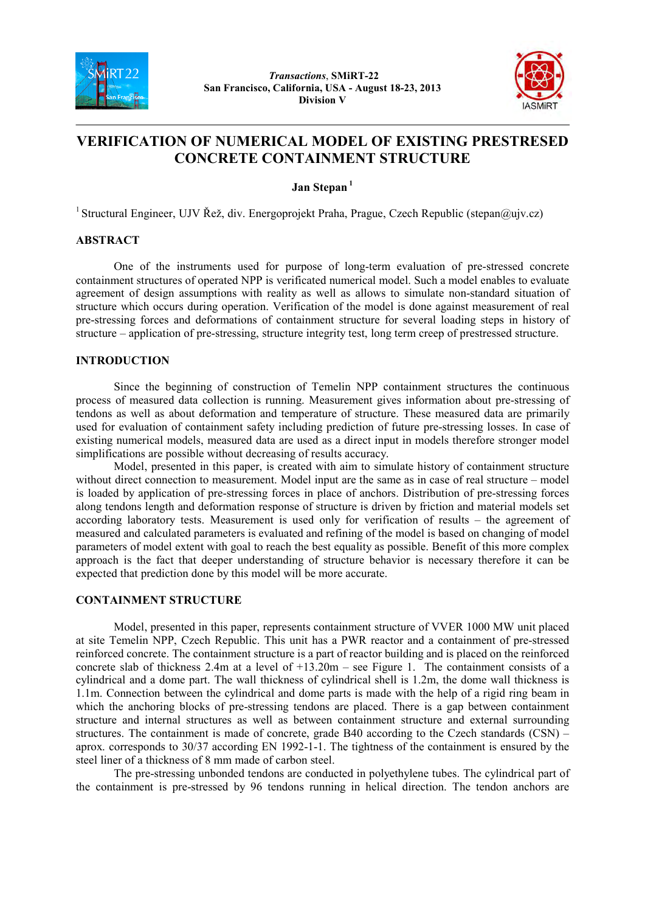# VERIFICATION OF NUMERICAL MODEL OF EXISTING PRESTRESED CONCRETE CONTAINMENT STRUCTURE

**Jan Stepan** [1]

[1] Structural Engineer, UJV Řež, div. Energoprojekt Praha, Prague, Czech Republic (stepan@ujv.cz)

## ABSTRACT

One of the instruments used for purpose of long-term evaluation of pre-stressed concrete containment structures of operated NPP is verificated numerical model. Such a model enables to evaluate agreement of design assumptions with reality as well as allows to simulate non-standard situation of structure which occurs during operation. Verification of the model is done against measurement of real pre-stressing forces and deformations of containment structure for several loading steps in history of structure – application of pre-stressing, structure integrity test, long term creep of prestressed structure.

## INTRODUCTION

Since the beginning of construction of Temelin NPP containment structures the continuous process of measured data collection is running. Measurement gives information about pre-stressing of tendons as well as about deformation and temperature of structure. These measured data are primarily used for evaluation of containment safety including prediction of future pre-stressing losses. In case of existing numerical models, measured data are used as a direct input in models therefore stronger model simplifications are possible without decreasing of results accuracy.

Model, presented in this paper, is created with aim to simulate history of containment structure without direct connection to measurement. Model input are the same as in case of real structure – model is loaded by application of pre-stressing forces in place of anchors. Distribution of pre-stressing forces along tendons length and deformation response of structure is driven by friction and material models set according laboratory tests. Measurement is used only for verification of results – the agreement of measured and calculated parameters is evaluated and refining of the model is based on changing of model parameters of model extent with goal to reach the best equality as possible. Benefit of this more complex approach is the fact that deeper understanding of structure behavior is necessary therefore it can be expected that prediction done by this model will be more accurate.

## CONTAINMENT STRUCTURE

Model, presented in this paper, represents containment structure of VVER 1000 MW unit placed at site Temelin NPP, Czech Republic. This unit has a PWR reactor and a containment of pre-stressed reinforced concrete. The containment structure is a part of reactor building and is placed on the reinforced concrete slab of thickness 2.4m at a level of +13.20m – see Figure 1. The containment consists of a cylindrical and a dome part. The wall thickness of cylindrical shell is 1.2m, the dome wall thickness is 1.1m. Connection between the cylindrical and dome parts is made with the help of a rigid ring beam in which the anchoring blocks of pre-stressing tendons are placed. There is a gap between containment structure and internal structures as well as between containment structure and external surrounding structures. The containment is made of concrete, grade B40 according to the Czech standards (CSN) – aprox. corresponds to 30/37 according EN 1992-1-1. The tightness of the containment is ensured by the steel liner of a thickness of 8 mm made of carbon steel.

The pre-stressing unbonded tendons are conducted in polyethylene tubes. The cylindrical part of the containment is pre-stressed by 96 tendons running in helical direction. The tendon anchors are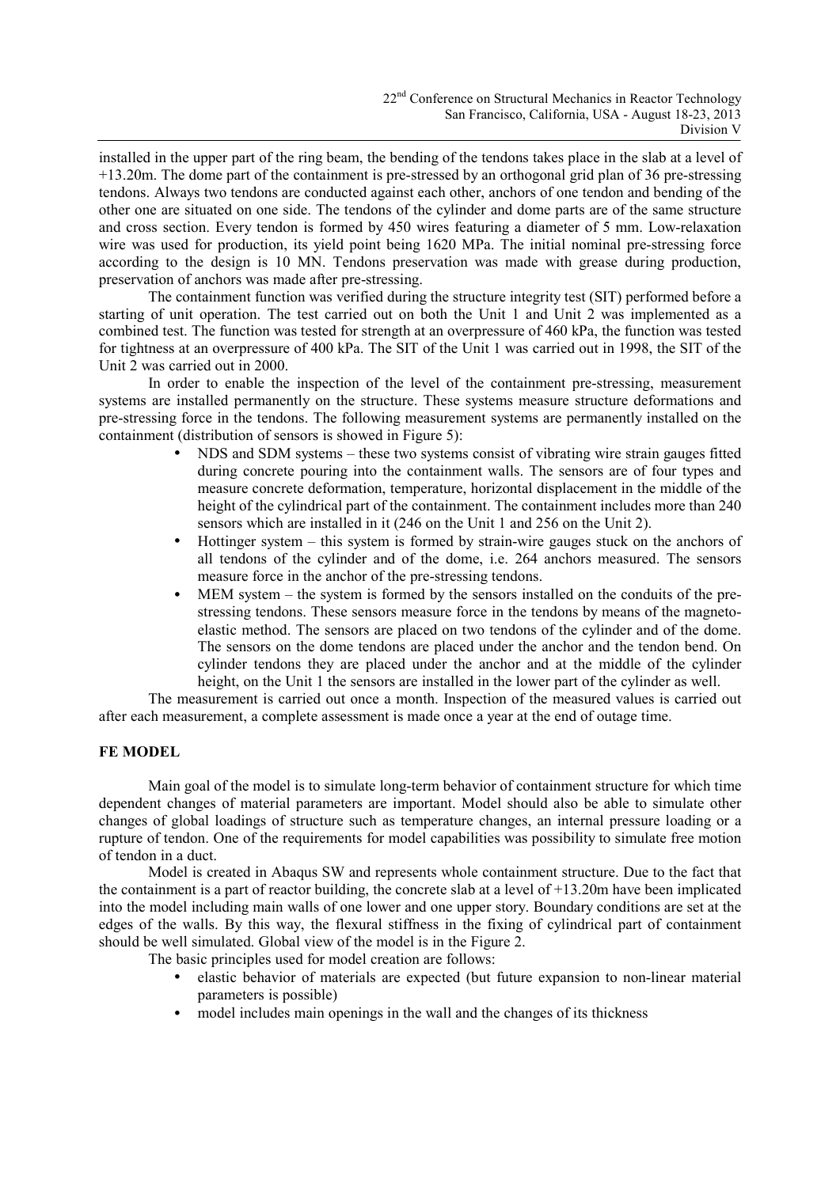installed in the upper part of the ring beam, the bending of the tendons takes place in the slab at a level of +13.20m. The dome part of the containment is pre-stressed by an orthogonal grid plan of 36 pre-stressing tendons. Always two tendons are conducted against each other, anchors of one tendon and bending of the other one are situated on one side. The tendons of the cylinder and dome parts are of the same structure and cross section. Every tendon is formed by 450 wires featuring a diameter of 5 mm. Low-relaxation wire was used for production, its yield point being 1620 MPa. The initial nominal pre-stressing force according to the design is 10 MN. Tendons preservation was made with grease during production, preservation of anchors was made after pre-stressing.

The containment function was verified during the structure integrity test (SIT) performed before a starting of unit operation. The test carried out on both the Unit 1 and Unit 2 was implemented as a combined test. The function was tested for strength at an overpressure of 460 kPa, the function was tested for tightness at an overpressure of 400 kPa. The SIT of the Unit 1 was carried out in 1998, the SIT of the Unit 2 was carried out in 2000.

In order to enable the inspection of the level of the containment pre-stressing, measurement systems are installed permanently on the structure. These systems measure structure deformations and pre-stressing force in the tendons. The following measurement systems are permanently installed on the containment (distribution of sensors is showed in Figure 5):

- NDS and SDM systems – these two systems consist of vibrating wire strain gauges fitted during concrete pouring into the containment walls. The sensors are of four types and measure concrete deformation, temperature, horizontal displacement in the middle of the height of the cylindrical part of the containment. The containment includes more than 240 sensors which are installed in it (246 on the Unit 1 and 256 on the Unit 2).
- Hottinger system – this system is formed by strain-wire gauges stuck on the anchors of all tendons of the cylinder and of the dome, i.e. 264 anchors measured. The sensors measure force in the anchor of the pre-stressing tendons.
- MEM system – the system is formed by the sensors installed on the conduits of the pre-stressing tendons. These sensors measure force in the tendons by means of the magneto-elastic method. The sensors are placed on two tendons of the cylinder and of the dome. The sensors on the dome tendons are placed under the anchor and the tendon bend. On cylinder tendons they are placed under the anchor and at the middle of the cylinder height, on the Unit 1 the sensors are installed in the lower part of the cylinder as well.

The measurement is carried out once a month. Inspection of the measured values is carried out after each measurement, a complete assessment is made once a year at the end of outage time.

## FE MODEL

Main goal of the model is to simulate long-term behavior of containment structure for which time dependent changes of material parameters are important. Model should also be able to simulate other changes of global loadings of structure such as temperature changes, an internal pressure loading or a rupture of tendon. One of the requirements for model capabilities was possibility to simulate free motion of tendon in a duct.

Model is created in Abaqus SW and represents whole containment structure. Due to the fact that the containment is a part of reactor building, the concrete slab at a level of +13.20m have been implicated into the model including main walls of one lower and one upper story. Boundary conditions are set at the edges of the walls. By this way, the flexural stiffness in the fixing of cylindrical part of containment should be well simulated. Global view of the model is in the Figure 2.

The basic principles used for model creation are follows:

- elastic behavior of materials are expected (but future expansion to non-linear material parameters is possible)
- model includes main openings in the wall and the changes of its thickness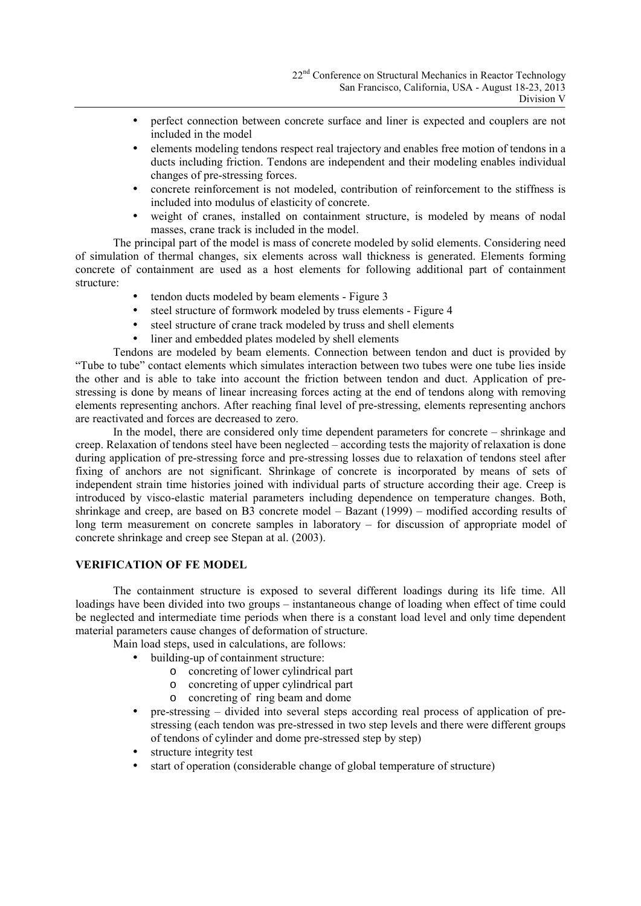- perfect connection between concrete surface and liner is expected and couplers are not included in the model
- elements modeling tendons respect real trajectory and enables free motion of tendons in a ducts including friction. Tendons are independent and their modeling enables individual changes of pre-stressing forces.
- concrete reinforcement is not modeled, contribution of reinforcement to the stiffness is included into modulus of elasticity of concrete.
- weight of cranes, installed on containment structure, is modeled by means of nodal masses, crane track is included in the model.

The principal part of the model is mass of concrete modeled by solid elements. Considering need of simulation of thermal changes, six elements across wall thickness is generated. Elements forming concrete of containment are used as a host elements for following additional part of containment structure:

- tendon ducts modeled by beam elements - Figure 3
- steel structure of formwork modeled by truss elements - Figure 4
- steel structure of crane track modeled by truss and shell elements
- liner and embedded plates modeled by shell elements

Tendons are modeled by beam elements. Connection between tendon and duct is provided by "Tube to tube" contact elements which simulates interaction between two tubes were one tube lies inside the other and is able to take into account the friction between tendon and duct. Application of pre-stressing is done by means of linear increasing forces acting at the end of tendons along with removing elements representing anchors. After reaching final level of pre-stressing, elements representing anchors are reactivated and forces are decreased to zero.

In the model, there are considered only time dependent parameters for concrete – shrinkage and creep. Relaxation of tendons steel have been neglected – according tests the majority of relaxation is done during application of pre-stressing force and pre-stressing losses due to relaxation of tendons steel after fixing of anchors are not significant. Shrinkage of concrete is incorporated by means of sets of independent strain time histories joined with individual parts of structure according their age. Creep is introduced by visco-elastic material parameters including dependence on temperature changes. Both, shrinkage and creep, are based on B3 concrete model – Bazant (1999) – modified according results of long term measurement on concrete samples in laboratory – for discussion of appropriate model of concrete shrinkage and creep see Stepan at al. (2003).

## VERIFICATION OF FE MODEL

The containment structure is exposed to several different loadings during its life time. All loadings have been divided into two groups – instantaneous change of loading when effect of time could be neglected and intermediate time periods when there is a constant load level and only time dependent material parameters cause changes of deformation of structure.

Main load steps, used in calculations, are follows:

- building-up of containment structure:
  - concreting of lower cylindrical part
  - concreting of upper cylindrical part
  - concreting of ring beam and dome
- pre-stressing – divided into several steps according real process of application of pre-stressing (each tendon was pre-stressed in two step levels and there were different groups of tendons of cylinder and dome pre-stressed step by step)
- structure integrity test
- start of operation (considerable change of global temperature of structure)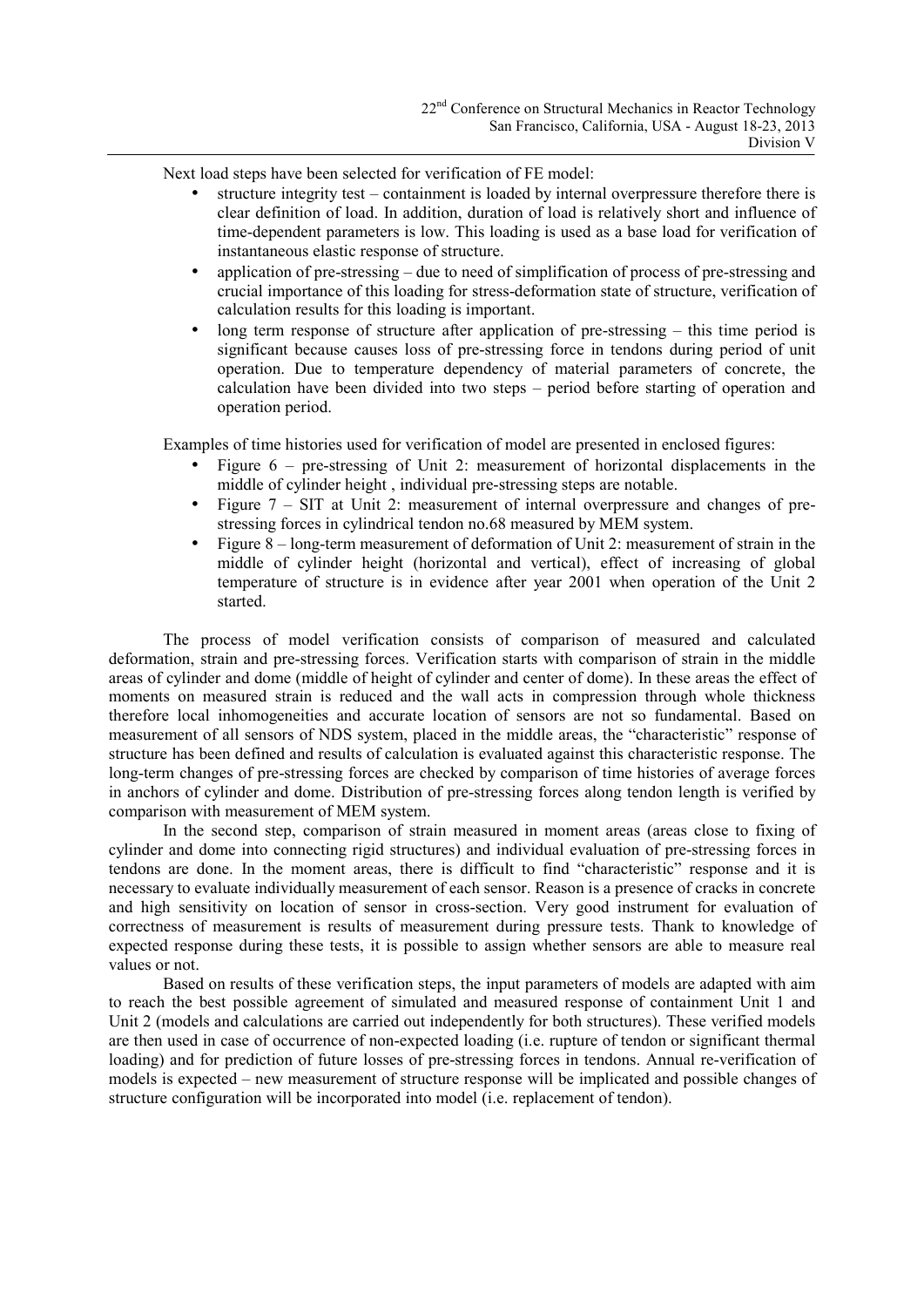Next load steps have been selected for verification of FE model:

- structure integrity test – containment is loaded by internal overpressure therefore there is clear definition of load. In addition, duration of load is relatively short and influence of time-dependent parameters is low. This loading is used as a base load for verification of instantaneous elastic response of structure.
- application of pre-stressing – due to need of simplification of process of pre-stressing and crucial importance of this loading for stress-deformation state of structure, verification of calculation results for this loading is important.
- long term response of structure after application of pre-stressing – this time period is significant because causes loss of pre-stressing force in tendons during period of unit operation. Due to temperature dependency of material parameters of concrete, the calculation have been divided into two steps – period before starting of operation and operation period.

Examples of time histories used for verification of model are presented in enclosed figures:

- Figure 6 – pre-stressing of Unit 2: measurement of horizontal displacements in the middle of cylinder height , individual pre-stressing steps are notable.
- Figure 7 – SIT at Unit 2: measurement of internal overpressure and changes of pre-stressing forces in cylindrical tendon no.68 measured by MEM system.
- Figure 8 – long-term measurement of deformation of Unit 2: measurement of strain in the middle of cylinder height (horizontal and vertical), effect of increasing of global temperature of structure is in evidence after year 2001 when operation of the Unit 2 started.

The process of model verification consists of comparison of measured and calculated deformation, strain and pre-stressing forces. Verification starts with comparison of strain in the middle areas of cylinder and dome (middle of height of cylinder and center of dome). In these areas the effect of moments on measured strain is reduced and the wall acts in compression through whole thickness therefore local inhomogeneities and accurate location of sensors are not so fundamental. Based on measurement of all sensors of NDS system, placed in the middle areas, the "characteristic" response of structure has been defined and results of calculation is evaluated against this characteristic response. The long-term changes of pre-stressing forces are checked by comparison of time histories of average forces in anchors of cylinder and dome. Distribution of pre-stressing forces along tendon length is verified by comparison with measurement of MEM system.

In the second step, comparison of strain measured in moment areas (areas close to fixing of cylinder and dome into connecting rigid structures) and individual evaluation of pre-stressing forces in tendons are done. In the moment areas, there is difficult to find "characteristic" response and it is necessary to evaluate individually measurement of each sensor. Reason is a presence of cracks in concrete and high sensitivity on location of sensor in cross-section. Very good instrument for evaluation of correctness of measurement is results of measurement during pressure tests. Thank to knowledge of expected response during these tests, it is possible to assign whether sensors are able to measure real values or not.

Based on results of these verification steps, the input parameters of models are adapted with aim to reach the best possible agreement of simulated and measured response of containment Unit 1 and Unit 2 (models and calculations are carried out independently for both structures). These verified models are then used in case of occurrence of non-expected loading (i.e. rupture of tendon or significant thermal loading) and for prediction of future losses of pre-stressing forces in tendons. Annual re-verification of models is expected – new measurement of structure response will be implicated and possible changes of structure configuration will be incorporated into model (i.e. replacement of tendon).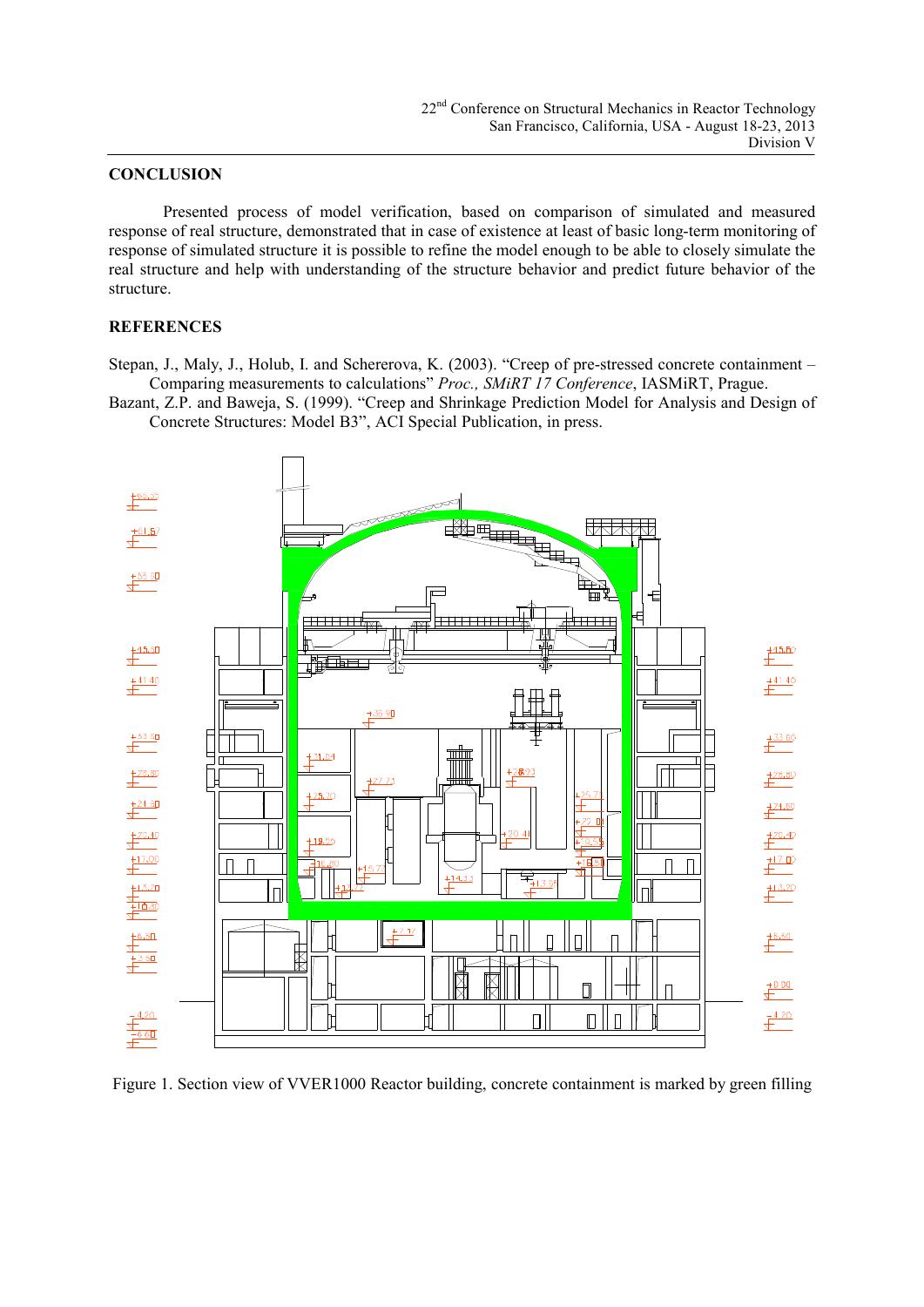## CONCLUSION

Presented process of model verification, based on comparison of simulated and measured response of real structure, demonstrated that in case of existence at least of basic long-term monitoring of response of simulated structure it is possible to refine the model enough to be able to closely simulate the real structure and help with understanding of the structure behavior and predict future behavior of the structure.

## REFERENCES

Stepan, J., Maly, J., Holub, I. and Schererova, K. (2003). "Creep of pre-stressed concrete containment – Comparing measurements to calculations" *Proc., SMiRT 17 Conference*, IASMiRT, Prague.

Bazant, Z.P. and Baweja, S. (1999). "Creep and Shrinkage Prediction Model for Analysis and Design of Concrete Structures: Model B3", ACI Special Publication, in press.

Figure 1. Section view of VVER1000 Reactor building, concrete containment is marked by green filling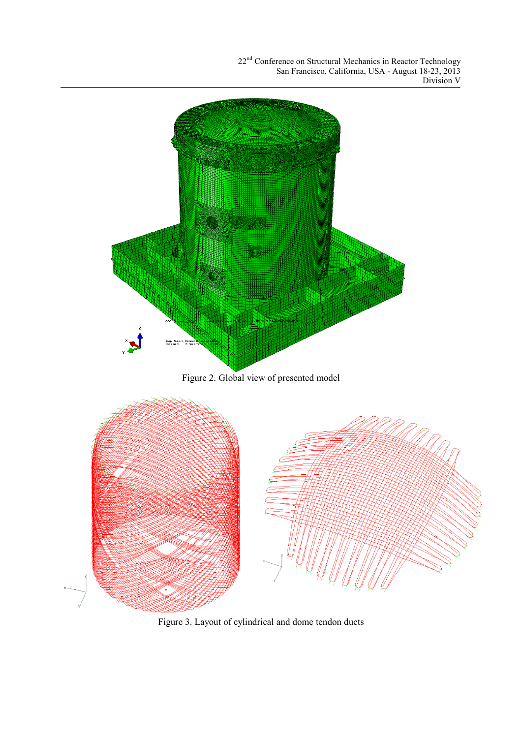Figure 2. Global view of presented model

Figure 3. Layout of cylindrical and dome tendon ducts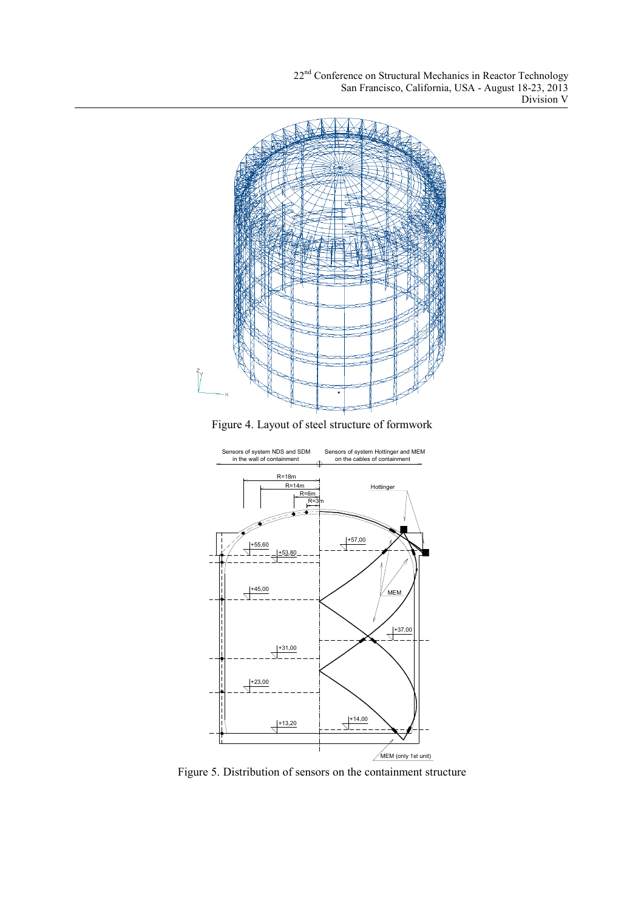Figure 4. Layout of steel structure of formwork

Figure 5. Distribution of sensors on the containment structure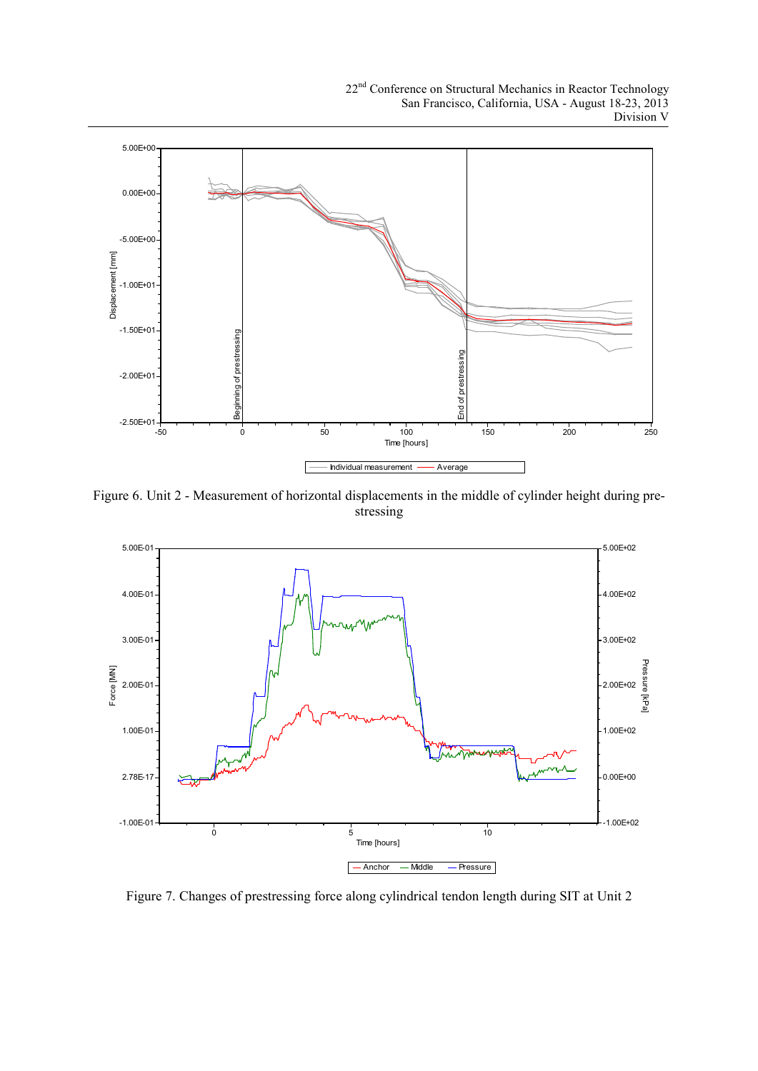Figure 6. Unit 2 - Measurement of horizontal displacements in the middle of cylinder height during pre-stressing

Figure 7. Changes of prestressing force along cylindrical tendon length during SIT at Unit 2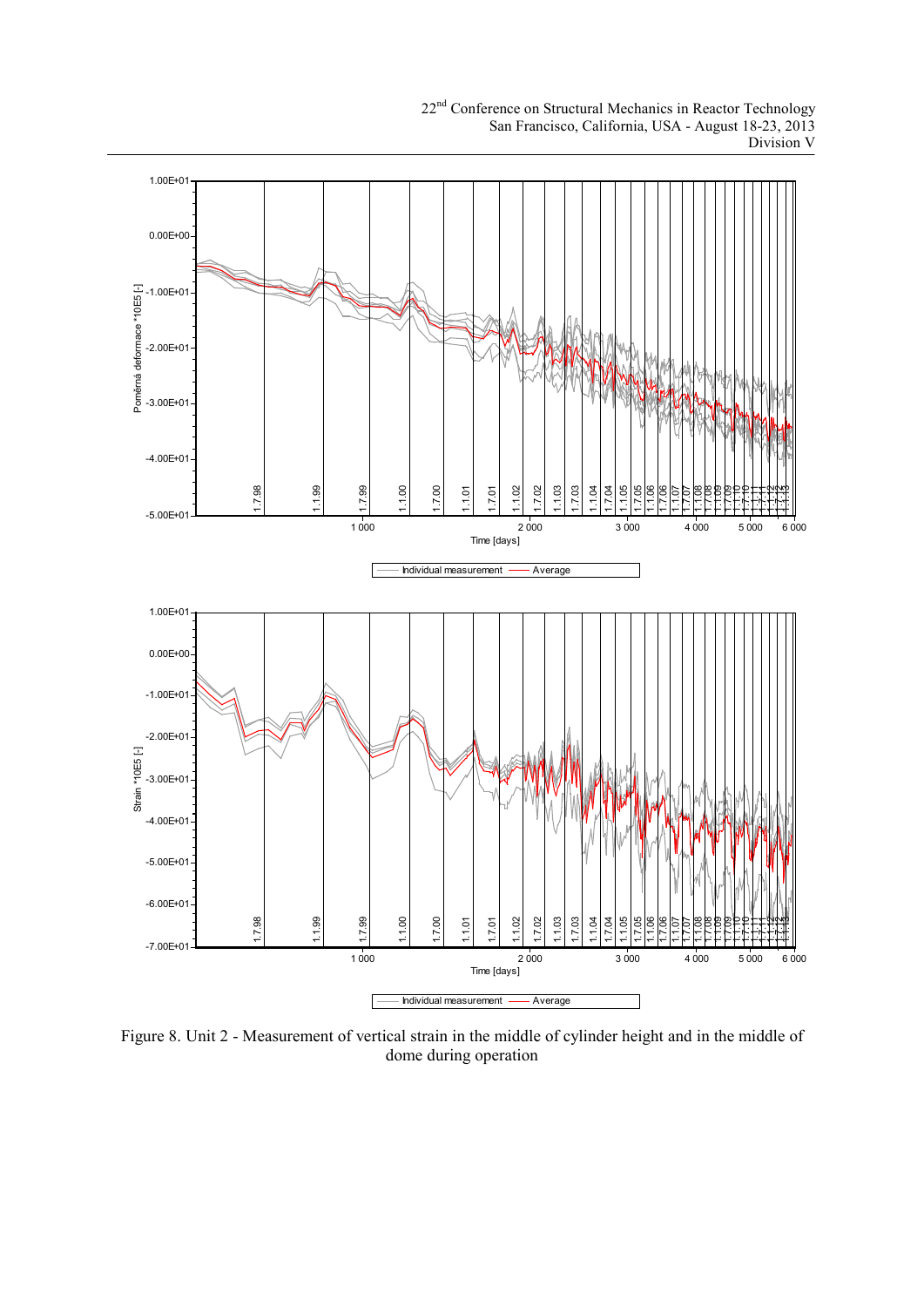1.00E+01
0.00E+00
-1.00E+01
-2.00E+01
-3.00E+01
-4.00E+01
-5.00E+01

Poměrná deformace *10E5 [-]

1.7.98 1.1.99 1.7.99 1.1.00 1.7.00 1.1.01 1.7.01 1.1.02 1.7.02 1.1.03 1.7.03 1.1.04 1.7.04 1.1.05 1.7.05 1.1.06 1.7.06 1.1.07 1.7.07 1.1.08 1.7.08 1.1.09 1.7.09 1.1.10 1.7.10 1.1.11 1.7.11 1.1.12 1.7.12 1.1.13

1 000 2 000 3 000 4 000 5 000 6 000

Time [days]

Individual measurement — Average

1.00E+01
0.00E+00
-1.00E+01
-2.00E+01
-3.00E+01
-4.00E+01
-5.00E+01
-6.00E+01
-7.00E+01

Strain *10E5 [-]

1.7.98 1.1.99 1.7.99 1.1.00 1.7.00 1.1.01 1.7.01 1.1.02 1.7.02 1.1.03 1.7.03 1.1.04 1.7.04 1.1.05 1.7.05 1.1.06 1.7.06 1.1.07 1.7.07 1.1.08 1.7.08 1.1.09 1.7.09 1.1.10 1.7.10 1.1.11 1.7.11 1.1.12 1.7.12 1.1.13

1 000 2 000 3 000 4 000 5 000 6 000

Time [days]

Individual measurement — Average

Figure 8. Unit 2 - Measurement of vertical strain in the middle of cylinder height and in the middle of dome during operation